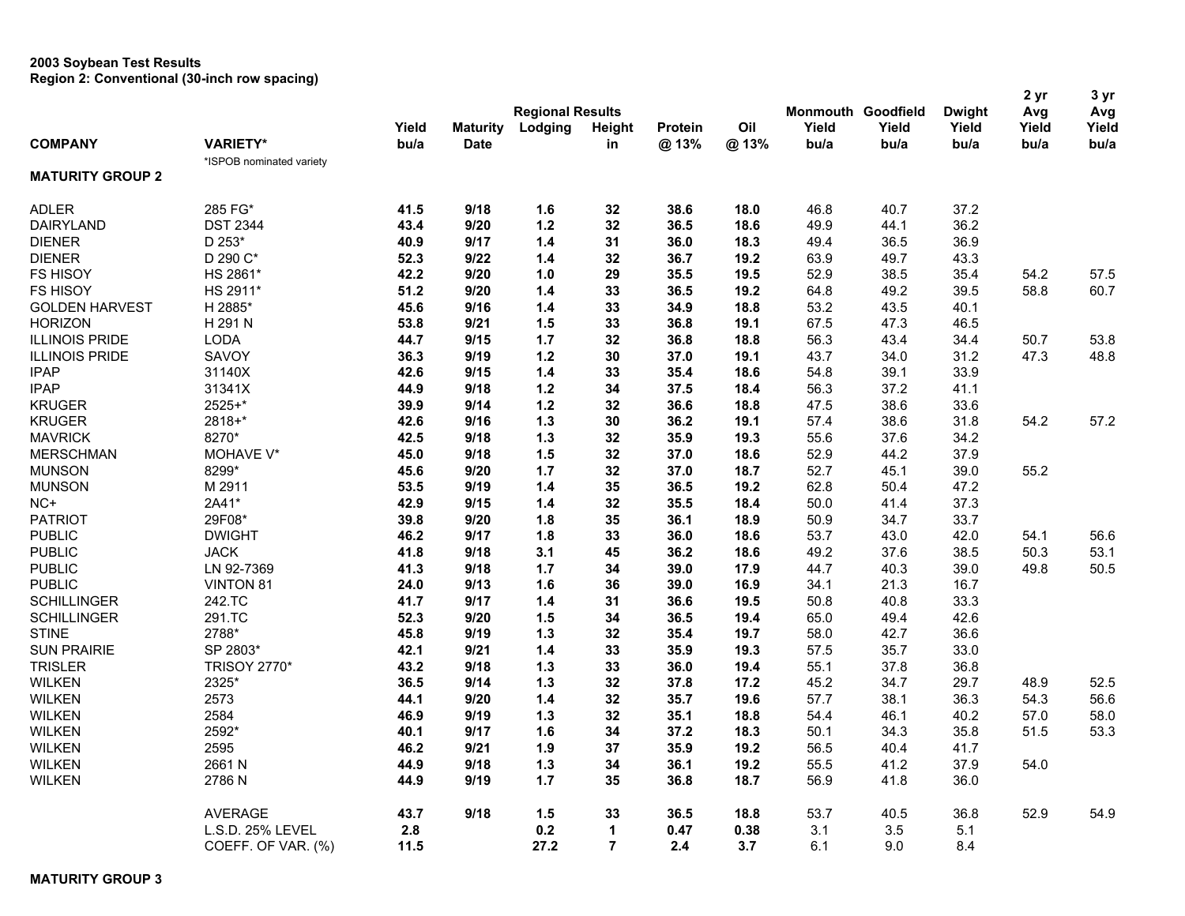**2003 Soybean Test Results**
**Region 2: Conventional (30-inch row spacing)**

| COMPANY | VARIETY* | Yield bu/a | Maturity Date | Regional Results Lodging | Height in | Protein @ 13% | Oil @ 13% | Monmouth Yield bu/a | Goodfield Yield bu/a | Dwight Yield bu/a | 2 yr Avg Yield bu/a | 3 yr Avg Yield bu/a |
|---|---|---|---|---|---|---|---|---|---|---|---|---|
| | *ISPOB nominated variety | | | | | | | | | | | |
| **MATURITY GROUP 2** | | | | | | | | | | | | |
| ADLER | 285 FG* | **41.5** | **9/18** | **1.6** | **32** | **38.6** | **18.0** | 46.8 | 40.7 | 37.2 | | |
| DAIRYLAND | DST 2344 | **43.4** | **9/20** | **1.2** | **32** | **36.5** | **18.6** | 49.9 | 44.1 | 36.2 | | |
| DIENER | D 253* | **40.9** | **9/17** | **1.4** | **31** | **36.0** | **18.3** | 49.4 | 36.5 | 36.9 | | |
| DIENER | D 290 C* | **52.3** | **9/22** | **1.4** | **32** | **36.7** | **19.2** | 63.9 | 49.7 | 43.3 | | |
| FS HISOY | HS 2861* | **42.2** | **9/20** | **1.0** | **29** | **35.5** | **19.5** | 52.9 | 38.5 | 35.4 | 54.2 | 57.5 |
| FS HISOY | HS 2911* | **51.2** | **9/20** | **1.4** | **33** | **36.5** | **19.2** | 64.8 | 49.2 | 39.5 | 58.8 | 60.7 |
| GOLDEN HARVEST | H 2885* | **45.6** | **9/16** | **1.4** | **33** | **34.9** | **18.8** | 53.2 | 43.5 | 40.1 | | |
| HORIZON | H 291 N | **53.8** | **9/21** | **1.5** | **33** | **36.8** | **19.1** | 67.5 | 47.3 | 46.5 | | |
| ILLINOIS PRIDE | LODA | **44.7** | **9/15** | **1.7** | **32** | **36.8** | **18.8** | 56.3 | 43.4 | 34.4 | 50.7 | 53.8 |
| ILLINOIS PRIDE | SAVOY | **36.3** | **9/19** | **1.2** | **30** | **37.0** | **19.1** | 43.7 | 34.0 | 31.2 | 47.3 | 48.8 |
| IPAP | 31140X | **42.6** | **9/15** | **1.4** | **33** | **35.4** | **18.6** | 54.8 | 39.1 | 33.9 | | |
| IPAP | 31341X | **44.9** | **9/18** | **1.2** | **34** | **37.5** | **18.4** | 56.3 | 37.2 | 41.1 | | |
| KRUGER | 2525+* | **39.9** | **9/14** | **1.2** | **32** | **36.6** | **18.8** | 47.5 | 38.6 | 33.6 | | |
| KRUGER | 2818+* | **42.6** | **9/16** | **1.3** | **30** | **36.2** | **19.1** | 57.4 | 38.6 | 31.8 | 54.2 | 57.2 |
| MAVRICK | 8270* | **42.5** | **9/18** | **1.3** | **32** | **35.9** | **19.3** | 55.6 | 37.6 | 34.2 | | |
| MERSCHMAN | MOHAVE V* | **45.0** | **9/18** | **1.5** | **32** | **37.0** | **18.6** | 52.9 | 44.2 | 37.9 | | |
| MUNSON | 8299* | **45.6** | **9/20** | **1.7** | **32** | **37.0** | **18.7** | 52.7 | 45.1 | 39.0 | 55.2 | |
| MUNSON | M 2911 | **53.5** | **9/19** | **1.4** | **35** | **36.5** | **19.2** | 62.8 | 50.4 | 47.2 | | |
| NC+ | 2A41* | **42.9** | **9/15** | **1.4** | **32** | **35.5** | **18.4** | 50.0 | 41.4 | 37.3 | | |
| PATRIOT | 29F08* | **39.8** | **9/20** | **1.8** | **35** | **36.1** | **18.9** | 50.9 | 34.7 | 33.7 | | |
| PUBLIC | DWIGHT | **46.2** | **9/17** | **1.8** | **33** | **36.0** | **18.6** | 53.7 | 43.0 | 42.0 | 54.1 | 56.6 |
| PUBLIC | JACK | **41.8** | **9/18** | **3.1** | **45** | **36.2** | **18.6** | 49.2 | 37.6 | 38.5 | 50.3 | 53.1 |
| PUBLIC | LN 92-7369 | **41.3** | **9/18** | **1.7** | **34** | **39.0** | **17.9** | 44.7 | 40.3 | 39.0 | 49.8 | 50.5 |
| PUBLIC | VINTON 81 | **24.0** | **9/13** | **1.6** | **36** | **39.0** | **16.9** | 34.1 | 21.3 | 16.7 | | |
| SCHILLINGER | 242.TC | **41.7** | **9/17** | **1.4** | **31** | **36.6** | **19.5** | 50.8 | 40.8 | 33.3 | | |
| SCHILLINGER | 291.TC | **52.3** | **9/20** | **1.5** | **34** | **36.5** | **19.4** | 65.0 | 49.4 | 42.6 | | |
| STINE | 2788* | **45.8** | **9/19** | **1.3** | **32** | **35.4** | **19.7** | 58.0 | 42.7 | 36.6 | | |
| SUN PRAIRIE | SP 2803* | **42.1** | **9/21** | **1.4** | **33** | **35.9** | **19.3** | 57.5 | 35.7 | 33.0 | | |
| TRISLER | TRISOY 2770* | **43.2** | **9/18** | **1.3** | **33** | **36.0** | **19.4** | 55.1 | 37.8 | 36.8 | | |
| WILKEN | 2325* | **36.5** | **9/14** | **1.3** | **32** | **37.8** | **17.2** | 45.2 | 34.7 | 29.7 | 48.9 | 52.5 |
| WILKEN | 2573 | **44.1** | **9/20** | **1.4** | **32** | **35.7** | **19.6** | 57.7 | 38.1 | 36.3 | 54.3 | 56.6 |
| WILKEN | 2584 | **46.9** | **9/19** | **1.3** | **32** | **35.1** | **18.8** | 54.4 | 46.1 | 40.2 | 57.0 | 58.0 |
| WILKEN | 2592* | **40.1** | **9/17** | **1.6** | **34** | **37.2** | **18.3** | 50.1 | 34.3 | 35.8 | 51.5 | 53.3 |
| WILKEN | 2595 | **46.2** | **9/21** | **1.9** | **37** | **35.9** | **19.2** | 56.5 | 40.4 | 41.7 | | |
| WILKEN | 2661 N | **44.9** | **9/18** | **1.3** | **34** | **36.1** | **19.2** | 55.5 | 41.2 | 37.9 | 54.0 | |
| WILKEN | 2786 N | **44.9** | **9/19** | **1.7** | **35** | **36.8** | **18.7** | 56.9 | 41.8 | 36.0 | | |
| | AVERAGE | **43.7** | **9/18** | **1.5** | **33** | **36.5** | **18.8** | 53.7 | 40.5 | 36.8 | 52.9 | 54.9 |
| | L.S.D. 25% LEVEL | **2.8** | | **0.2** | **1** | **0.47** | **0.38** | 3.1 | 3.5 | 5.1 | | |
| | COEFF. OF VAR. (%) | **11.5** | | **27.2** | **7** | **2.4** | **3.7** | 6.1 | 9.0 | 8.4 | | |

**MATURITY GROUP 3**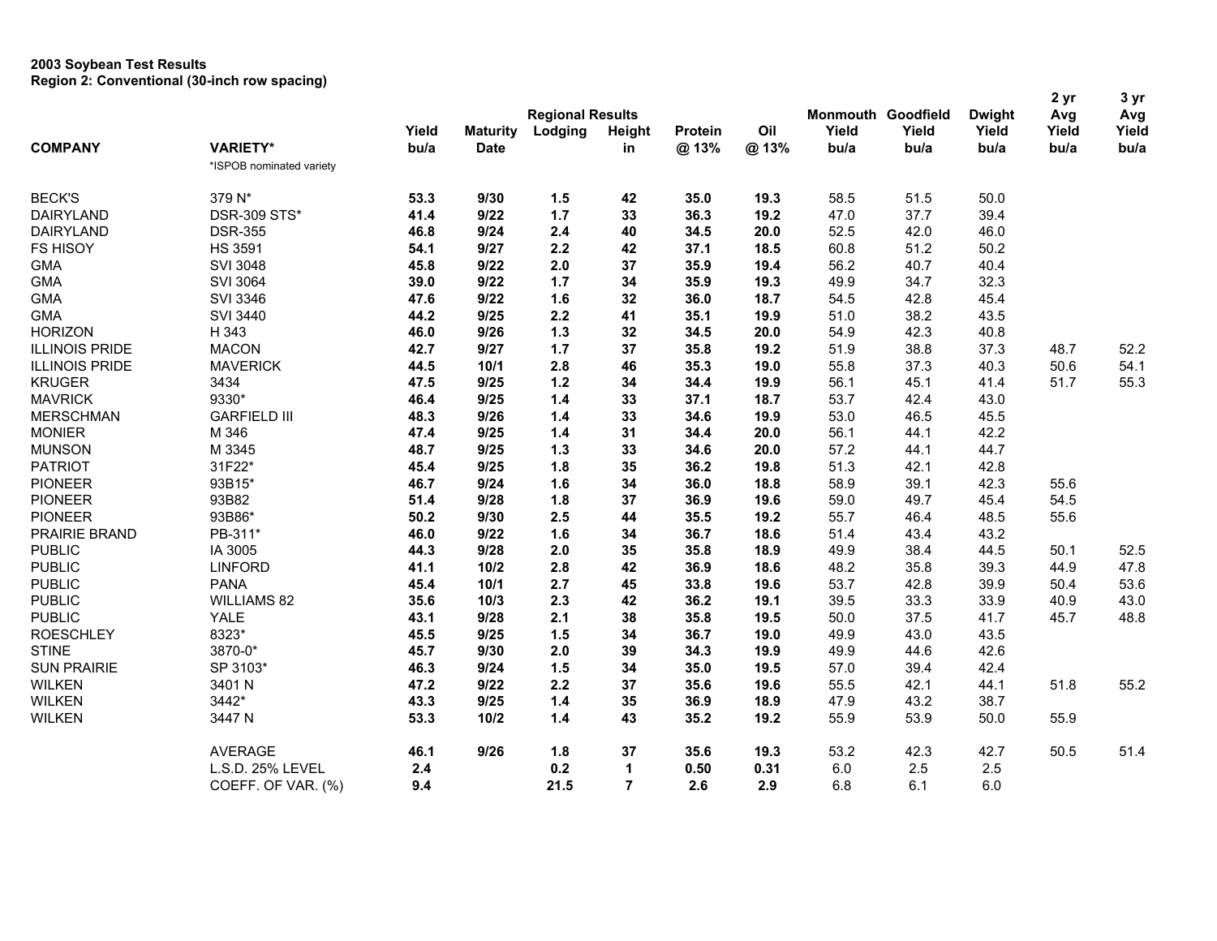**2003 Soybean Test Results**
**Region 2: Conventional (30-inch row spacing)**

| COMPANY | VARIETY* | Regional Results Yield bu/a | Maturity Date | Lodging | Height in | Protein @ 13% | Oil @ 13% | Monmouth Yield bu/a | Goodfield Yield bu/a | Dwight Yield bu/a | 2 yr Avg Yield bu/a | 3 yr Avg Yield bu/a |
|---|---|---|---|---|---|---|---|---|---|---|---|---|
| | *ISPOB nominated variety | | | | | | | | | | | |
| BECK'S | 379 N* | **53.3** | **9/30** | **1.5** | **42** | **35.0** | **19.3** | 58.5 | 51.5 | 50.0 | | |
| DAIRYLAND | DSR-309 STS* | **41.4** | **9/22** | **1.7** | **33** | **36.3** | **19.2** | 47.0 | 37.7 | 39.4 | | |
| DAIRYLAND | DSR-355 | **46.8** | **9/24** | **2.4** | **40** | **34.5** | **20.0** | 52.5 | 42.0 | 46.0 | | |
| FS HISOY | HS 3591 | **54.1** | **9/27** | **2.2** | **42** | **37.1** | **18.5** | 60.8 | 51.2 | 50.2 | | |
| GMA | SVI 3048 | **45.8** | **9/22** | **2.0** | **37** | **35.9** | **19.4** | 56.2 | 40.7 | 40.4 | | |
| GMA | SVI 3064 | **39.0** | **9/22** | **1.7** | **34** | **35.9** | **19.3** | 49.9 | 34.7 | 32.3 | | |
| GMA | SVI 3346 | **47.6** | **9/22** | **1.6** | **32** | **36.0** | **18.7** | 54.5 | 42.8 | 45.4 | | |
| GMA | SVI 3440 | **44.2** | **9/25** | **2.2** | **41** | **35.1** | **19.9** | 51.0 | 38.2 | 43.5 | | |
| HORIZON | H 343 | **46.0** | **9/26** | **1.3** | **32** | **34.5** | **20.0** | 54.9 | 42.3 | 40.8 | | |
| ILLINOIS PRIDE | MACON | **42.7** | **9/27** | **1.7** | **37** | **35.8** | **19.2** | 51.9 | 38.8 | 37.3 | 48.7 | 52.2 |
| ILLINOIS PRIDE | MAVERICK | **44.5** | **10/1** | **2.8** | **46** | **35.3** | **19.0** | 55.8 | 37.3 | 40.3 | 50.6 | 54.1 |
| KRUGER | 3434 | **47.5** | **9/25** | **1.2** | **34** | **34.4** | **19.9** | 56.1 | 45.1 | 41.4 | 51.7 | 55.3 |
| MAVRICK | 9330* | **46.4** | **9/25** | **1.4** | **33** | **37.1** | **18.7** | 53.7 | 42.4 | 43.0 | | |
| MERSCHMAN | GARFIELD III | **48.3** | **9/26** | **1.4** | **33** | **34.6** | **19.9** | 53.0 | 46.5 | 45.5 | | |
| MONIER | M 346 | **47.4** | **9/25** | **1.4** | **31** | **34.4** | **20.0** | 56.1 | 44.1 | 42.2 | | |
| MUNSON | M 3345 | **48.7** | **9/25** | **1.3** | **33** | **34.6** | **20.0** | 57.2 | 44.1 | 44.7 | | |
| PATRIOT | 31F22* | **45.4** | **9/25** | **1.8** | **35** | **36.2** | **19.8** | 51.3 | 42.1 | 42.8 | | |
| PIONEER | 93B15* | **46.7** | **9/24** | **1.6** | **34** | **36.0** | **18.8** | 58.9 | 39.1 | 42.3 | 55.6 | |
| PIONEER | 93B82 | **51.4** | **9/28** | **1.8** | **37** | **36.9** | **19.6** | 59.0 | 49.7 | 45.4 | 54.5 | |
| PIONEER | 93B86* | **50.2** | **9/30** | **2.5** | **44** | **35.5** | **19.2** | 55.7 | 46.4 | 48.5 | 55.6 | |
| PRAIRIE BRAND | PB-311* | **46.0** | **9/22** | **1.6** | **34** | **36.7** | **18.6** | 51.4 | 43.4 | 43.2 | | |
| PUBLIC | IA 3005 | **44.3** | **9/28** | **2.0** | **35** | **35.8** | **18.9** | 49.9 | 38.4 | 44.5 | 50.1 | 52.5 |
| PUBLIC | LINFORD | **41.1** | **10/2** | **2.8** | **42** | **36.9** | **18.6** | 48.2 | 35.8 | 39.3 | 44.9 | 47.8 |
| PUBLIC | PANA | **45.4** | **10/1** | **2.7** | **45** | **33.8** | **19.6** | 53.7 | 42.8 | 39.9 | 50.4 | 53.6 |
| PUBLIC | WILLIAMS 82 | **35.6** | **10/3** | **2.3** | **42** | **36.2** | **19.1** | 39.5 | 33.3 | 33.9 | 40.9 | 43.0 |
| PUBLIC | YALE | **43.1** | **9/28** | **2.1** | **38** | **35.8** | **19.5** | 50.0 | 37.5 | 41.7 | 45.7 | 48.8 |
| ROESCHLEY | 8323* | **45.5** | **9/25** | **1.5** | **34** | **36.7** | **19.0** | 49.9 | 43.0 | 43.5 | | |
| STINE | 3870-0* | **45.7** | **9/30** | **2.0** | **39** | **34.3** | **19.9** | 49.9 | 44.6 | 42.6 | | |
| SUN PRAIRIE | SP 3103* | **46.3** | **9/24** | **1.5** | **34** | **35.0** | **19.5** | 57.0 | 39.4 | 42.4 | | |
| WILKEN | 3401 N | **47.2** | **9/22** | **2.2** | **37** | **35.6** | **19.6** | 55.5 | 42.1 | 44.1 | 51.8 | 55.2 |
| WILKEN | 3442* | **43.3** | **9/25** | **1.4** | **35** | **36.9** | **18.9** | 47.9 | 43.2 | 38.7 | | |
| WILKEN | 3447 N | **53.3** | **10/2** | **1.4** | **43** | **35.2** | **19.2** | 55.9 | 53.9 | 50.0 | 55.9 | |
| | AVERAGE | **46.1** | **9/26** | **1.8** | **37** | **35.6** | **19.3** | 53.2 | 42.3 | 42.7 | 50.5 | 51.4 |
| | L.S.D. 25% LEVEL | **2.4** | | **0.2** | **1** | **0.50** | **0.31** | 6.0 | 2.5 | 2.5 | | |
| | COEFF. OF VAR. (%) | **9.4** | | **21.5** | **7** | **2.6** | **2.9** | 6.8 | 6.1 | 6.0 | | |